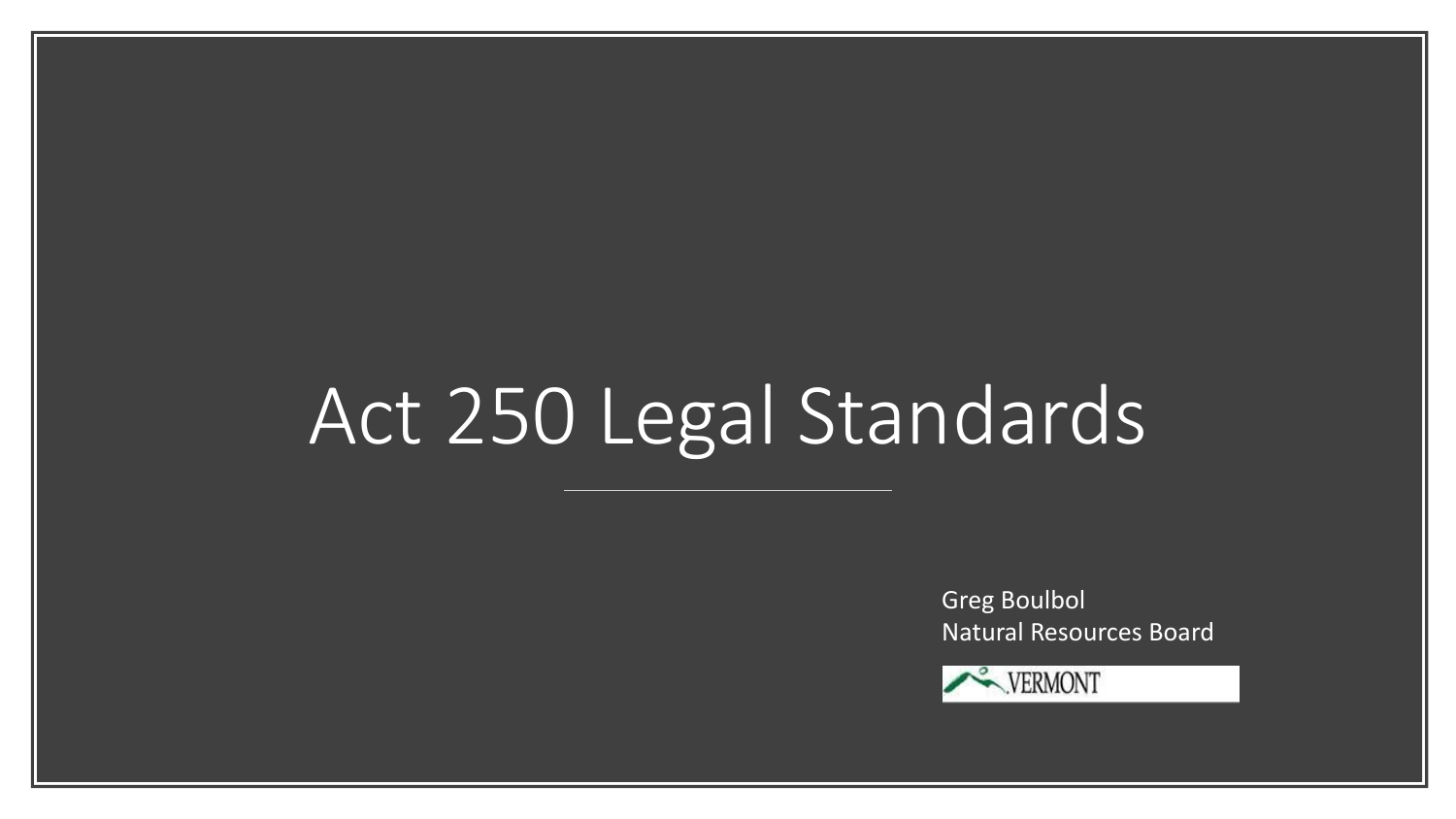# Act 250 Legal Standards

Greg Boulbol
Natural Resources Board

VERMONT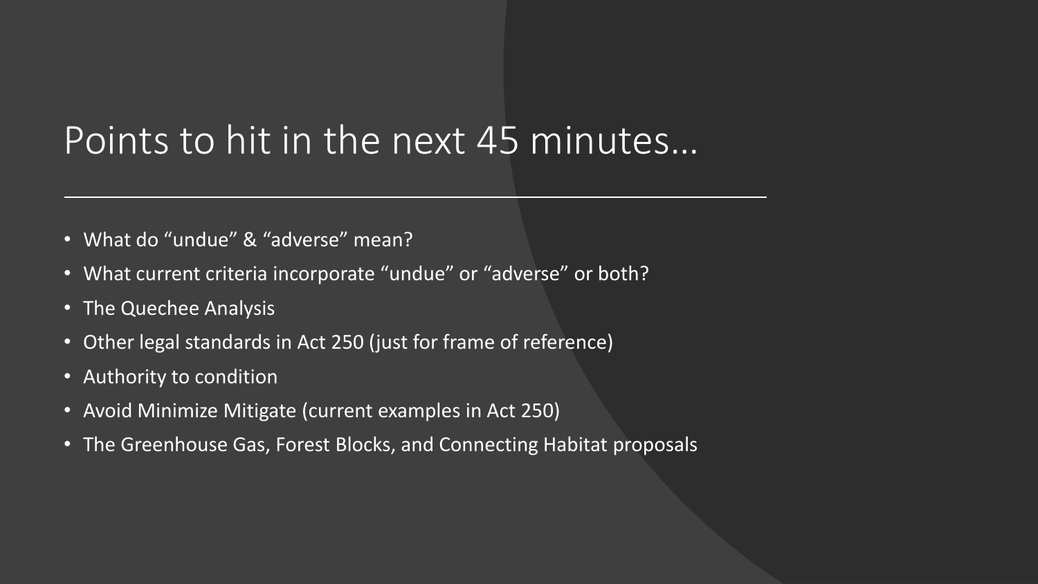# Points to hit in the next 45 minutes…

- What do “undue” & “adverse” mean?
- What current criteria incorporate “undue” or “adverse” or both?
- The Quechee Analysis
- Other legal standards in Act 250 (just for frame of reference)
- Authority to condition
- Avoid Minimize Mitigate (current examples in Act 250)
- The Greenhouse Gas, Forest Blocks, and Connecting Habitat proposals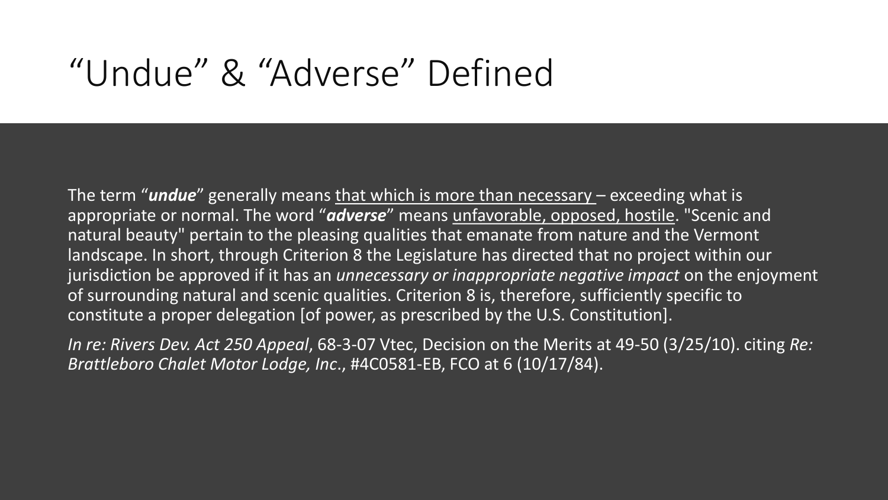# “Undue” & “Adverse” Defined

The term “***undue***” generally means <u>that which is more than necessary</u> – exceeding what is appropriate or normal. The word “***adverse***” means <u>unfavorable, opposed, hostile</u>. "Scenic and natural beauty" pertain to the pleasing qualities that emanate from nature and the Vermont landscape. In short, through Criterion 8 the Legislature has directed that no project within our jurisdiction be approved if it has an *unnecessary or inappropriate negative impact* on the enjoyment of surrounding natural and scenic qualities. Criterion 8 is, therefore, sufficiently specific to constitute a proper delegation [of power, as prescribed by the U.S. Constitution].

*In re: Rivers Dev. Act 250 Appeal*, 68-3-07 Vtec, Decision on the Merits at 49-50 (3/25/10). citing *Re: Brattleboro Chalet Motor Lodge, Inc*., #4C0581-EB, FCO at 6 (10/17/84).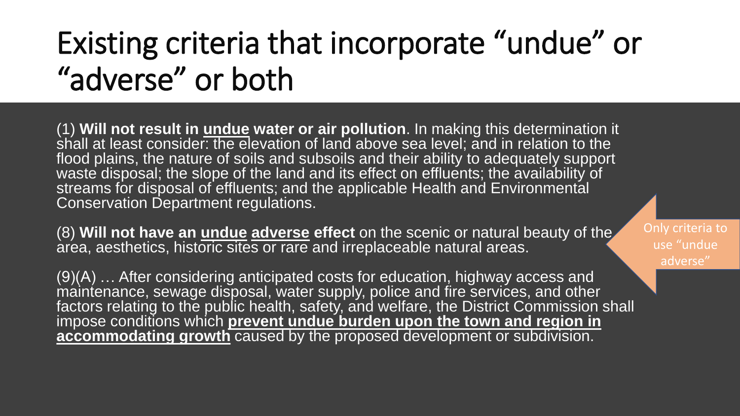# Existing criteria that incorporate "undue" or "adverse" or both

(1) **Will not result in <u>undue</u> water or air pollution**. In making this determination it shall at least consider: the elevation of land above sea level; and in relation to the flood plains, the nature of soils and subsoils and their ability to adequately support waste disposal; the slope of the land and its effect on effluents; the availability of streams for disposal of effluents; and the applicable Health and Environmental Conservation Department regulations.

(8) **Will not have an <u>undue</u> <u>adverse</u> effect** on the scenic or natural beauty of the area, aesthetics, historic sites or rare and irreplaceable natural areas.

Only criteria to use "undue adverse"

(9)(A) … After considering anticipated costs for education, highway access and maintenance, sewage disposal, water supply, police and fire services, and other factors relating to the public health, safety, and welfare, the District Commission shall impose conditions which **<u>prevent undue burden upon the town and region in accommodating growth</u>** caused by the proposed development or subdivision.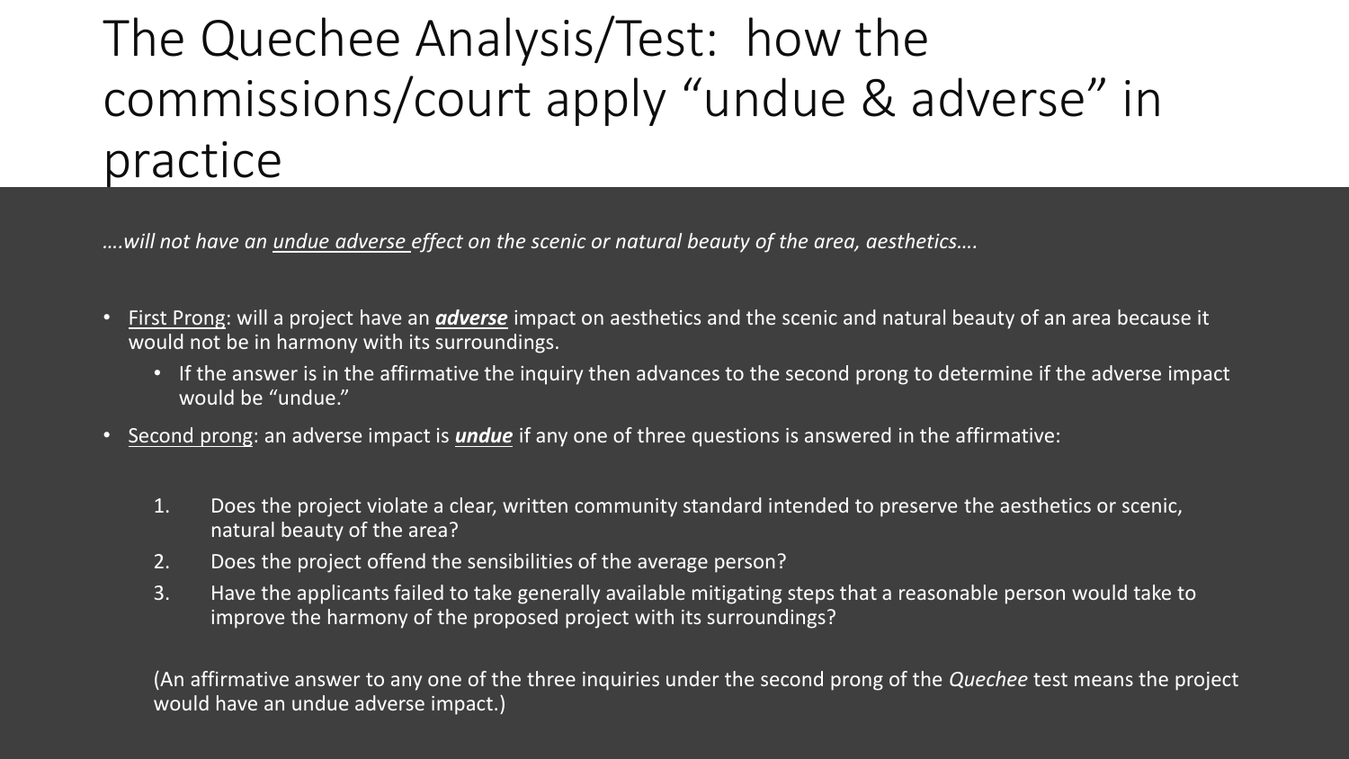# The Quechee Analysis/Test: how the commissions/court apply "undue & adverse" in practice

*….will not have an undue adverse effect on the scenic or natural beauty of the area, aesthetics….*

- First Prong: will a project have an ***adverse*** impact on aesthetics and the scenic and natural beauty of an area because it would not be in harmony with its surroundings.
  - If the answer is in the affirmative the inquiry then advances to the second prong to determine if the adverse impact would be "undue."
- Second prong: an adverse impact is ***undue*** if any one of three questions is answered in the affirmative:

  1. Does the project violate a clear, written community standard intended to preserve the aesthetics or scenic, natural beauty of the area?
  2. Does the project offend the sensibilities of the average person?
  3. Have the applicants failed to take generally available mitigating steps that a reasonable person would take to improve the harmony of the proposed project with its surroundings?

  (An affirmative answer to any one of the three inquiries under the second prong of the *Quechee* test means the project would have an undue adverse impact.)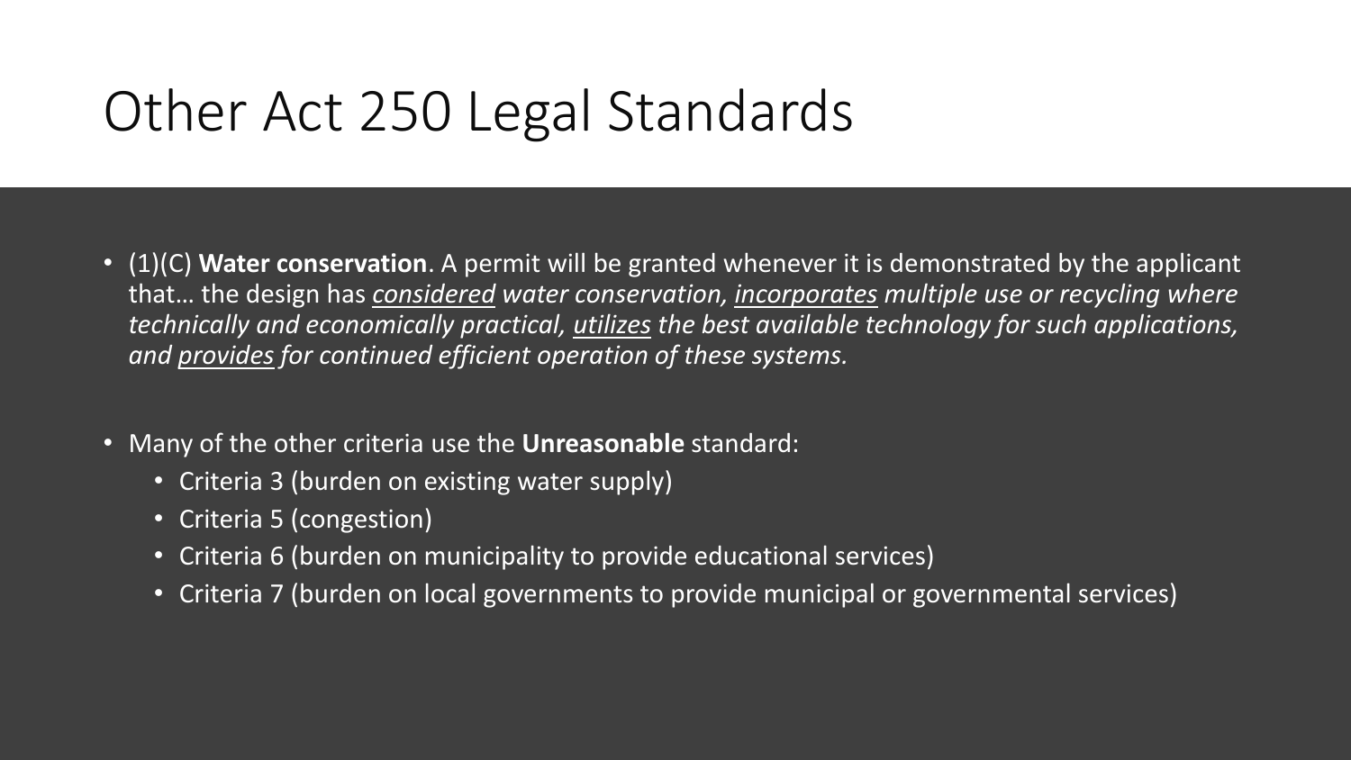# Other Act 250 Legal Standards

- (1)(C) **Water conservation**. A permit will be granted whenever it is demonstrated by the applicant that… the design has *<u>considered</u> water conservation, <u>incorporates</u> multiple use or recycling where technically and economically practical, <u>utilizes</u> the best available technology for such applications, and <u>provides</u> for continued efficient operation of these systems.*

- Many of the other criteria use the **Unreasonable** standard:
  - Criteria 3 (burden on existing water supply)
  - Criteria 5 (congestion)
  - Criteria 6 (burden on municipality to provide educational services)
  - Criteria 7 (burden on local governments to provide municipal or governmental services)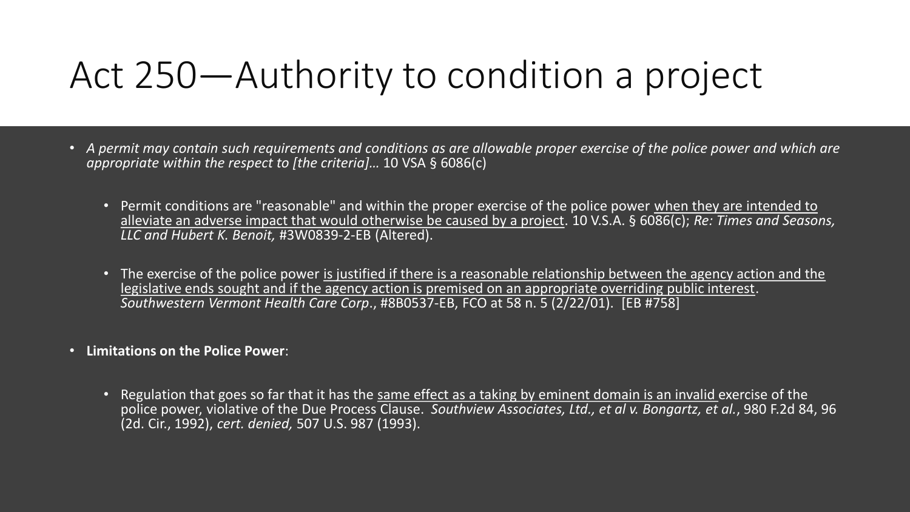# Act 250—Authority to condition a project

- *A permit may contain such requirements and conditions as are allowable proper exercise of the police power and which are appropriate within the respect to [the criteria]…* 10 VSA § 6086(c)

  - Permit conditions are "reasonable" and within the proper exercise of the police power <u>when they are intended to alleviate an adverse impact that would otherwise be caused by a project</u>. 10 V.S.A. § 6086(c); *Re: Times and Seasons, LLC and Hubert K. Benoit,* #3W0839-2-EB (Altered).

  - The exercise of the police power <u>is justified if there is a reasonable relationship between the agency action and the legislative ends sought and if the agency action is premised on an appropriate overriding public interest</u>. *Southwestern Vermont Health Care Corp*., #8B0537-EB, FCO at 58 n. 5 (2/22/01). [EB #758]

- **Limitations on the Police Power**:

  - Regulation that goes so far that it has the <u>same effect as a taking by eminent domain is an invalid</u> exercise of the police power, violative of the Due Process Clause. *Southview Associates, Ltd., et al v. Bongartz, et al.*, 980 F.2d 84, 96 (2d. Cir., 1992), *cert. denied,* 507 U.S. 987 (1993).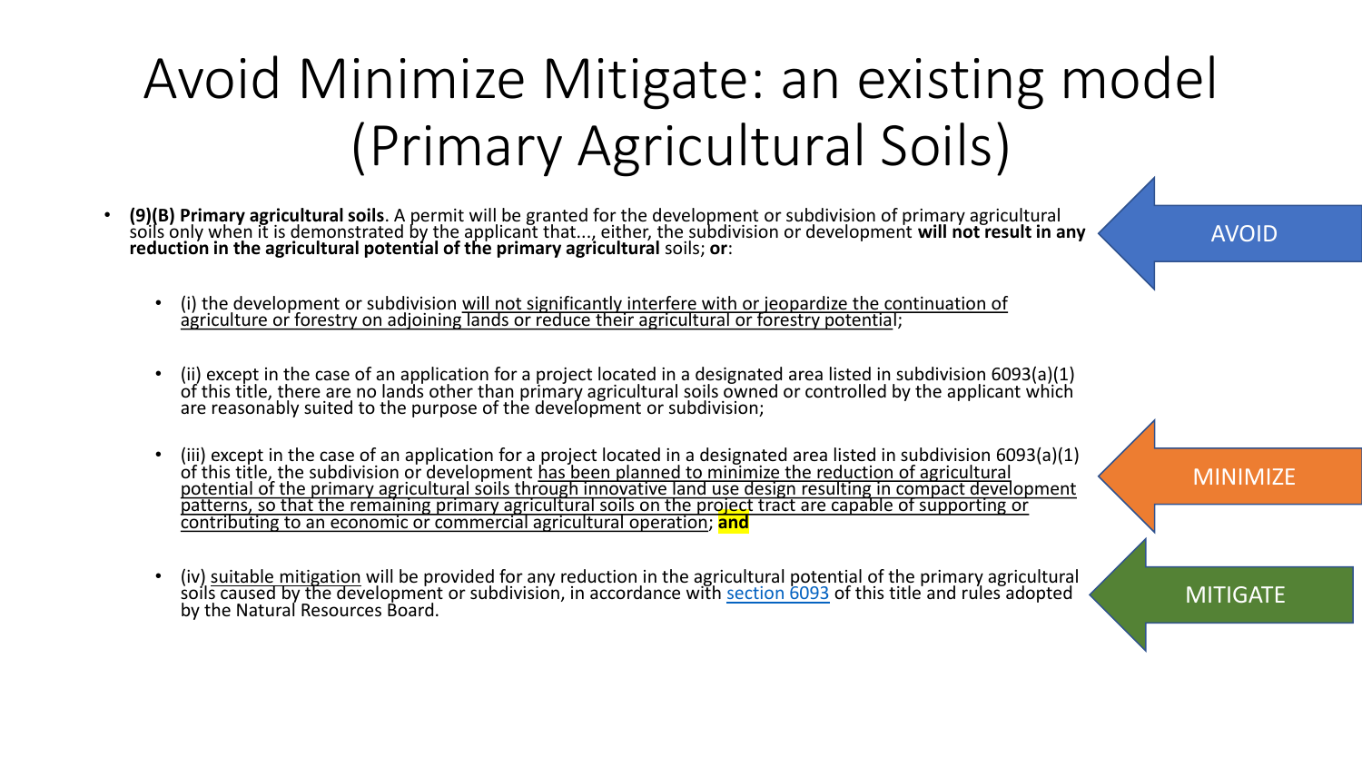# Avoid Minimize Mitigate: an existing model (Primary Agricultural Soils)

- **(9)(B) Primary agricultural soils**. A permit will be granted for the development or subdivision of primary agricultural soils only when it is demonstrated by the applicant that..., either, the subdivision or development **will not result in any reduction in the agricultural potential of the primary agricultural** soils; **or**:
  - (i) the development or subdivision will not significantly interfere with or jeopardize the continuation of agriculture or forestry on adjoining lands or reduce their agricultural or forestry potential;
  - (ii) except in the case of an application for a project located in a designated area listed in subdivision 6093(a)(1) of this title, there are no lands other than primary agricultural soils owned or controlled by the applicant which are reasonably suited to the purpose of the development or subdivision;
  - (iii) except in the case of an application for a project located in a designated area listed in subdivision 6093(a)(1) of this title, the subdivision or development has been planned to minimize the reduction of agricultural potential of the primary agricultural soils through innovative land use design resulting in compact development patterns, so that the remaining primary agricultural soils on the project tract are capable of supporting or contributing to an economic or commercial agricultural operation; **and**
  - (iv) suitable mitigation will be provided for any reduction in the agricultural potential of the primary agricultural soils caused by the development or subdivision, in accordance with section 6093 of this title and rules adopted by the Natural Resources Board.

AVOID

MINIMIZE

MITIGATE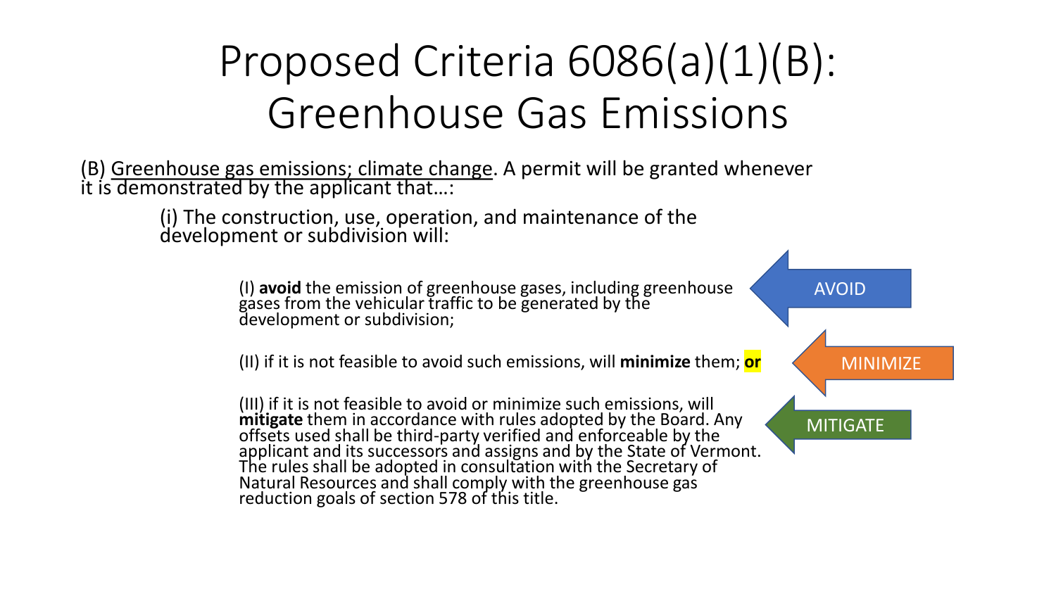# Proposed Criteria 6086(a)(1)(B): Greenhouse Gas Emissions

(B) Greenhouse gas emissions; climate change. A permit will be granted whenever it is demonstrated by the applicant that…:

(i) The construction, use, operation, and maintenance of the development or subdivision will:

(I) **avoid** the emission of greenhouse gases, including greenhouse gases from the vehicular traffic to be generated by the development or subdivision;

(II) if it is not feasible to avoid such emissions, will **minimize** them; **or**

(III) if it is not feasible to avoid or minimize such emissions, will **mitigate** them in accordance with rules adopted by the Board. Any offsets used shall be third-party verified and enforceable by the applicant and its successors and assigns and by the State of Vermont. The rules shall be adopted in consultation with the Secretary of Natural Resources and shall comply with the greenhouse gas reduction goals of section 578 of this title.

AVOID

MINIMIZE

MITIGATE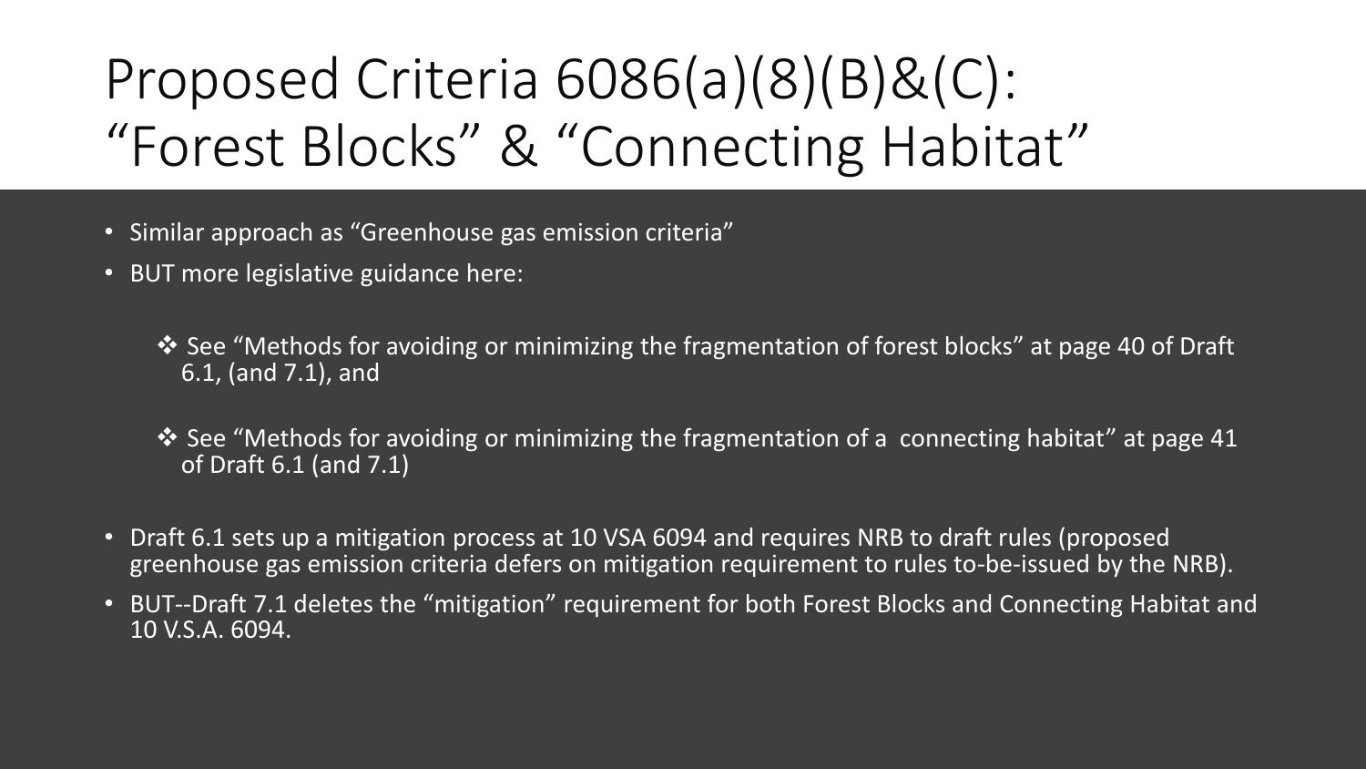# Proposed Criteria 6086(a)(8)(B)&(C): "Forest Blocks" & "Connecting Habitat"

- Similar approach as "Greenhouse gas emission criteria"
- BUT more legislative guidance here:
  - ❖ See "Methods for avoiding or minimizing the fragmentation of forest blocks" at page 40 of Draft 6.1, (and 7.1), and
  - ❖ See "Methods for avoiding or minimizing the fragmentation of a connecting habitat" at page 41 of Draft 6.1 (and 7.1)
- Draft 6.1 sets up a mitigation process at 10 VSA 6094 and requires NRB to draft rules (proposed greenhouse gas emission criteria defers on mitigation requirement to rules to-be-issued by the NRB).
- BUT--Draft 7.1 deletes the "mitigation" requirement for both Forest Blocks and Connecting Habitat and 10 V.S.A. 6094.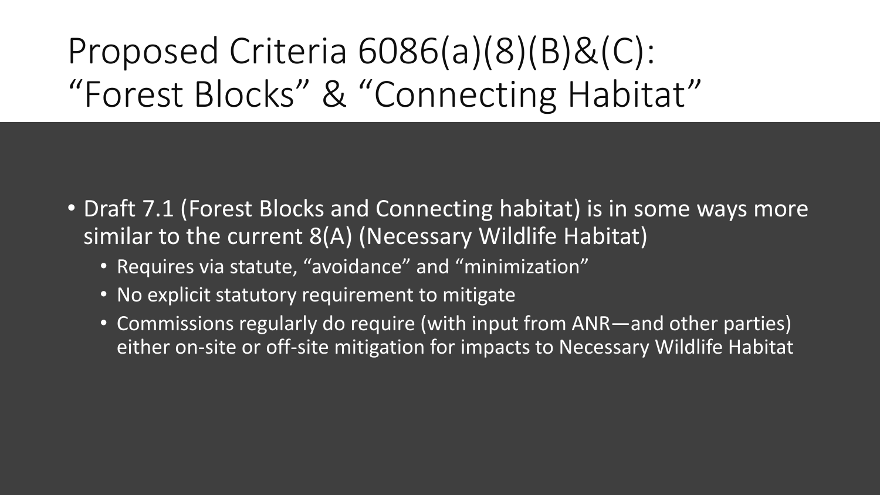# Proposed Criteria 6086(a)(8)(B)&(C): "Forest Blocks" & "Connecting Habitat"

- Draft 7.1 (Forest Blocks and Connecting habitat) is in some ways more similar to the current 8(A) (Necessary Wildlife Habitat)
  - Requires via statute, "avoidance" and "minimization"
  - No explicit statutory requirement to mitigate
  - Commissions regularly do require (with input from ANR—and other parties) either on-site or off-site mitigation for impacts to Necessary Wildlife Habitat